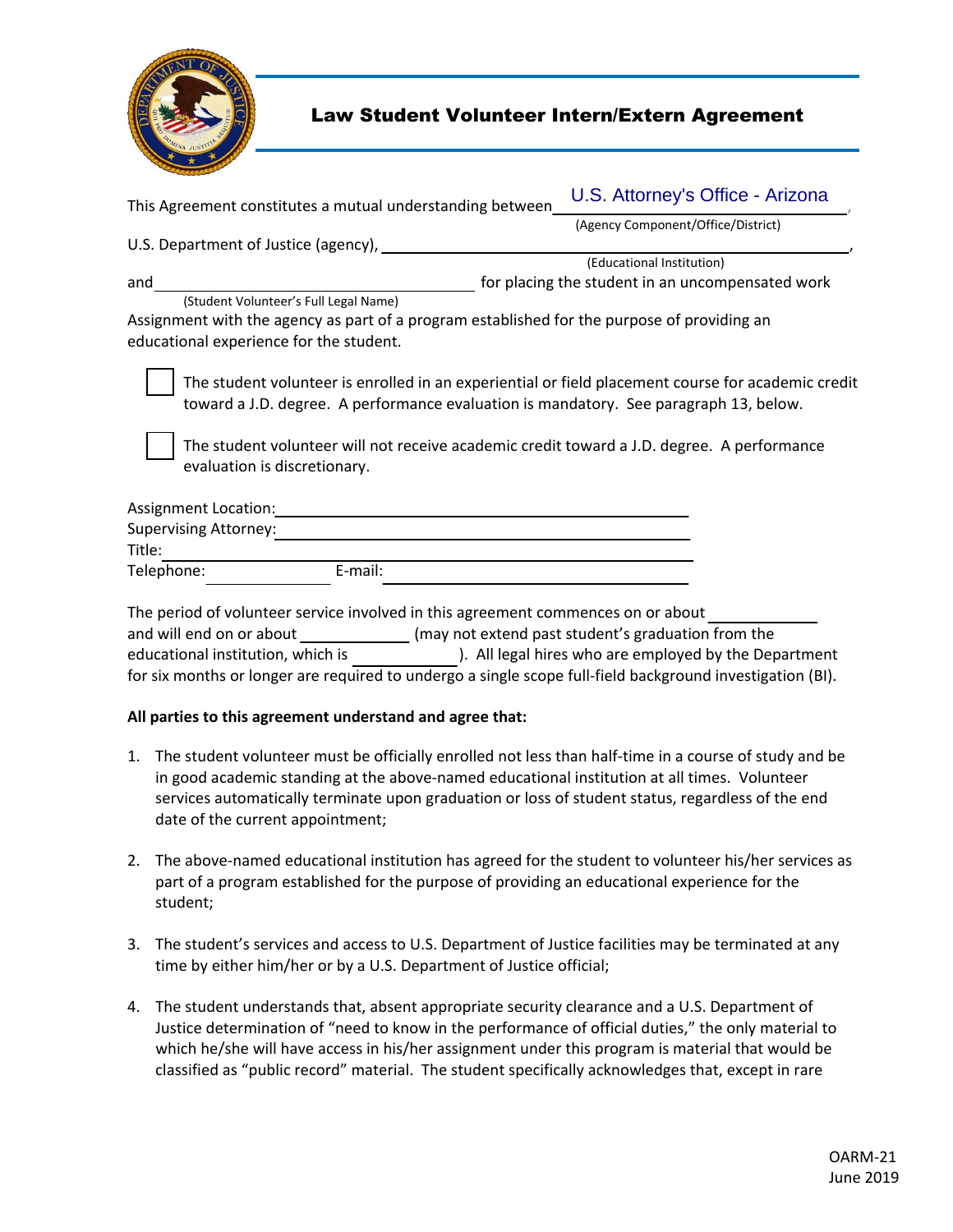# Law Student Volunteer Intern/Extern Agreement

This Agreement constitutes a mutual understanding between U.S. Attorney's Office - Arizona,
(Agency Component/Office/District)

U.S. Department of Justice (agency), \_\_\_\_\_\_\_\_\_\_\_\_\_\_\_\_\_\_\_\_\_\_\_\_\_\_\_\_\_\_,
(Educational Institution)

and \_\_\_\_\_\_\_\_\_\_\_\_\_\_\_\_\_\_\_\_\_\_\_\_\_\_\_\_\_\_ for placing the student in an uncompensated work
(Student Volunteer's Full Legal Name)

Assignment with the agency as part of a program established for the purpose of providing an educational experience for the student.

☐ The student volunteer is enrolled in an experiential or field placement course for academic credit toward a J.D. degree. A performance evaluation is mandatory. See paragraph 13, below.

☐ The student volunteer will not receive academic credit toward a J.D. degree. A performance evaluation is discretionary.

Assignment Location: \_\_\_\_\_\_\_\_\_\_\_\_\_\_\_\_\_\_\_\_\_\_\_\_\_\_\_\_\_\_
Supervising Attorney: \_\_\_\_\_\_\_\_\_\_\_\_\_\_\_\_\_\_\_\_\_\_\_\_\_\_\_\_\_\_
Title: \_\_\_\_\_\_\_\_\_\_\_\_\_\_\_\_\_\_\_\_\_\_\_\_\_\_\_\_\_\_
Telephone: \_\_\_\_\_\_\_\_\_\_\_\_ E-mail: \_\_\_\_\_\_\_\_\_\_\_\_\_\_\_\_\_\_\_\_\_\_\_\_

The period of volunteer service involved in this agreement commences on or about \_\_\_\_\_\_\_\_\_\_\_\_ and will end on or about \_\_\_\_\_\_\_\_\_\_\_\_ (may not extend past student's graduation from the educational institution, which is \_\_\_\_\_\_\_\_\_\_\_\_). All legal hires who are employed by the Department for six months or longer are required to undergo a single scope full-field background investigation (BI).

**All parties to this agreement understand and agree that:**

1. The student volunteer must be officially enrolled not less than half-time in a course of study and be in good academic standing at the above-named educational institution at all times. Volunteer services automatically terminate upon graduation or loss of student status, regardless of the end date of the current appointment;

2. The above-named educational institution has agreed for the student to volunteer his/her services as part of a program established for the purpose of providing an educational experience for the student;

3. The student's services and access to U.S. Department of Justice facilities may be terminated at any time by either him/her or by a U.S. Department of Justice official;

4. The student understands that, absent appropriate security clearance and a U.S. Department of Justice determination of "need to know in the performance of official duties," the only material to which he/she will have access in his/her assignment under this program is material that would be classified as "public record" material. The student specifically acknowledges that, except in rare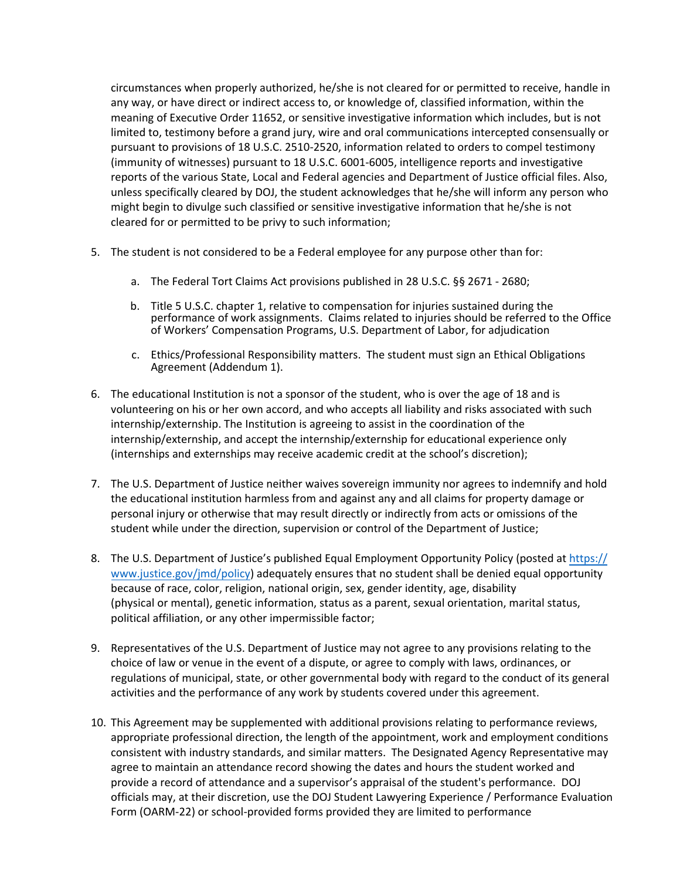circumstances when properly authorized, he/she is not cleared for or permitted to receive, handle in any way, or have direct or indirect access to, or knowledge of, classified information, within the meaning of Executive Order 11652, or sensitive investigative information which includes, but is not limited to, testimony before a grand jury, wire and oral communications intercepted consensually or pursuant to provisions of 18 U.S.C. 2510-2520, information related to orders to compel testimony (immunity of witnesses) pursuant to 18 U.S.C. 6001-6005, intelligence reports and investigative reports of the various State, Local and Federal agencies and Department of Justice official files. Also, unless specifically cleared by DOJ, the student acknowledges that he/she will inform any person who might begin to divulge such classified or sensitive investigative information that he/she is not cleared for or permitted to be privy to such information;

5. The student is not considered to be a Federal employee for any purpose other than for:

    a. The Federal Tort Claims Act provisions published in 28 U.S.C. §§ 2671 - 2680;

    b. Title 5 U.S.C. chapter 1, relative to compensation for injuries sustained during the performance of work assignments. Claims related to injuries should be referred to the Office of Workers' Compensation Programs, U.S. Department of Labor, for adjudication

    c. Ethics/Professional Responsibility matters. The student must sign an Ethical Obligations Agreement (Addendum 1).

6. The educational Institution is not a sponsor of the student, who is over the age of 18 and is volunteering on his or her own accord, and who accepts all liability and risks associated with such internship/externship. The Institution is agreeing to assist in the coordination of the internship/externship, and accept the internship/externship for educational experience only (internships and externships may receive academic credit at the school's discretion);

7. The U.S. Department of Justice neither waives sovereign immunity nor agrees to indemnify and hold the educational institution harmless from and against any and all claims for property damage or personal injury or otherwise that may result directly or indirectly from acts or omissions of the student while under the direction, supervision or control of the Department of Justice;

8. The U.S. Department of Justice's published Equal Employment Opportunity Policy (posted at [https://www.justice.gov/jmd/policy](https://www.justice.gov/jmd/policy)) adequately ensures that no student shall be denied equal opportunity because of race, color, religion, national origin, sex, gender identity, age, disability (physical or mental), genetic information, status as a parent, sexual orientation, marital status, political affiliation, or any other impermissible factor;

9. Representatives of the U.S. Department of Justice may not agree to any provisions relating to the choice of law or venue in the event of a dispute, or agree to comply with laws, ordinances, or regulations of municipal, state, or other governmental body with regard to the conduct of its general activities and the performance of any work by students covered under this agreement.

10. This Agreement may be supplemented with additional provisions relating to performance reviews, appropriate professional direction, the length of the appointment, work and employment conditions consistent with industry standards, and similar matters. The Designated Agency Representative may agree to maintain an attendance record showing the dates and hours the student worked and provide a record of attendance and a supervisor's appraisal of the student's performance. DOJ officials may, at their discretion, use the DOJ Student Lawyering Experience / Performance Evaluation Form (OARM-22) or school-provided forms provided they are limited to performance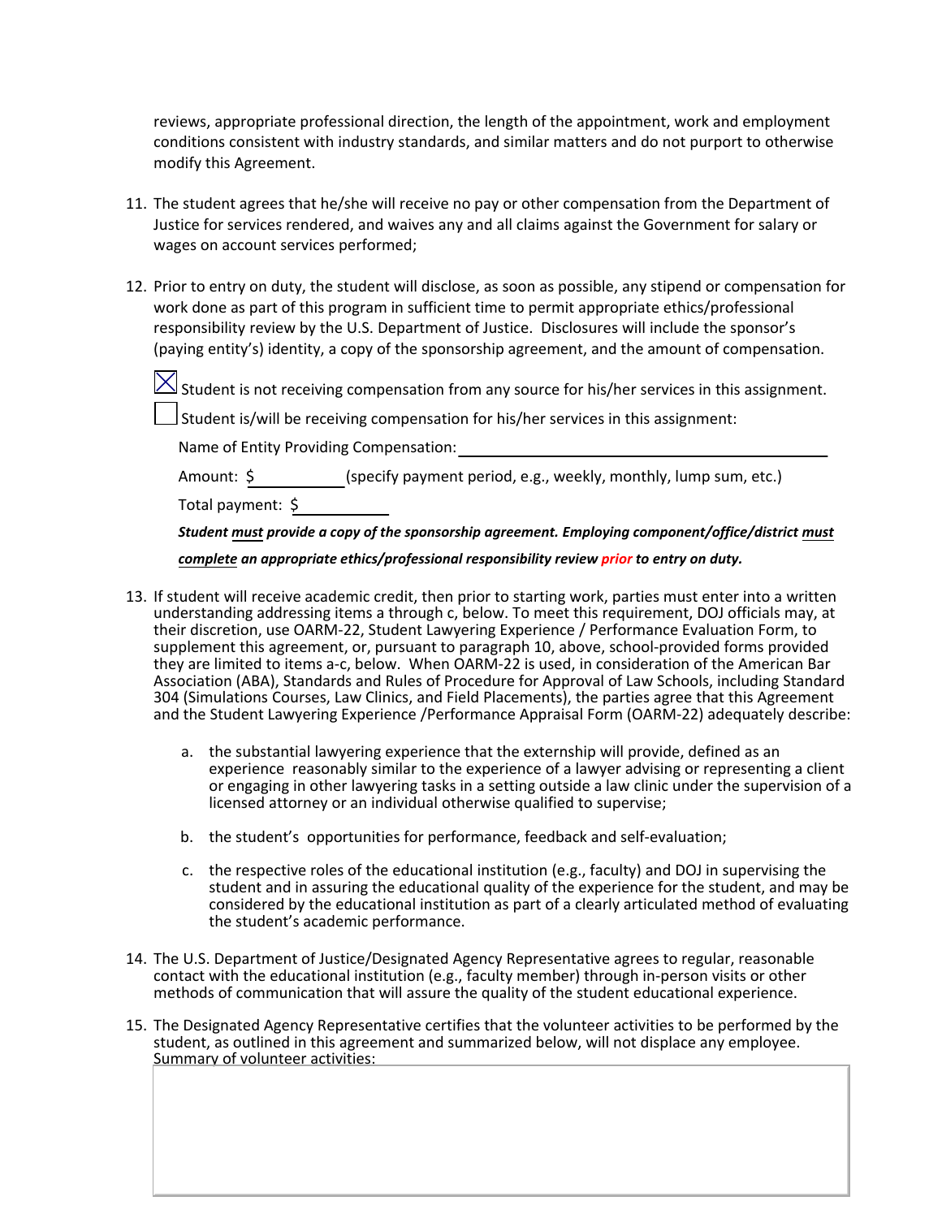reviews, appropriate professional direction, the length of the appointment, work and employment conditions consistent with industry standards, and similar matters and do not purport to otherwise modify this Agreement.

11. The student agrees that he/she will receive no pay or other compensation from the Department of Justice for services rendered, and waives any and all claims against the Government for salary or wages on account services performed;

12. Prior to entry on duty, the student will disclose, as soon as possible, any stipend or compensation for work done as part of this program in sufficient time to permit appropriate ethics/professional responsibility review by the U.S. Department of Justice. Disclosures will include the sponsor's (paying entity's) identity, a copy of the sponsorship agreement, and the amount of compensation.

   ☒ Student is not receiving compensation from any source for his/her services in this assignment.

   ☐ Student is/will be receiving compensation for his/her services in this assignment:

   Name of Entity Providing Compensation: ______________________________

   Amount: $__________ (specify payment period, e.g., weekly, monthly, lump sum, etc.)

   Total payment: $__________

   ***Student <u>must</u> provide a copy of the sponsorship agreement. Employing component/office/district <u>must complete</u> an appropriate ethics/professional responsibility review prior to entry on duty.***

13. If student will receive academic credit, then prior to starting work, parties must enter into a written understanding addressing items a through c, below. To meet this requirement, DOJ officials may, at their discretion, use OARM-22, Student Lawyering Experience / Performance Evaluation Form, to supplement this agreement, or, pursuant to paragraph 10, above, school-provided forms provided they are limited to items a-c, below. When OARM-22 is used, in consideration of the American Bar Association (ABA), Standards and Rules of Procedure for Approval of Law Schools, including Standard 304 (Simulations Courses, Law Clinics, and Field Placements), the parties agree that this Agreement and the Student Lawyering Experience /Performance Appraisal Form (OARM-22) adequately describe:

   a. the substantial lawyering experience that the externship will provide, defined as an experience reasonably similar to the experience of a lawyer advising or representing a client or engaging in other lawyering tasks in a setting outside a law clinic under the supervision of a licensed attorney or an individual otherwise qualified to supervise;

   b. the student's opportunities for performance, feedback and self-evaluation;

   c. the respective roles of the educational institution (e.g., faculty) and DOJ in supervising the student and in assuring the educational quality of the experience for the student, and may be considered by the educational institution as part of a clearly articulated method of evaluating the student's academic performance.

14. The U.S. Department of Justice/Designated Agency Representative agrees to regular, reasonable contact with the educational institution (e.g., faculty member) through in-person visits or other methods of communication that will assure the quality of the student educational experience.

15. The Designated Agency Representative certifies that the volunteer activities to be performed by the student, as outlined in this agreement and summarized below, will not displace any employee. <u>Summary of volunteer activities:</u>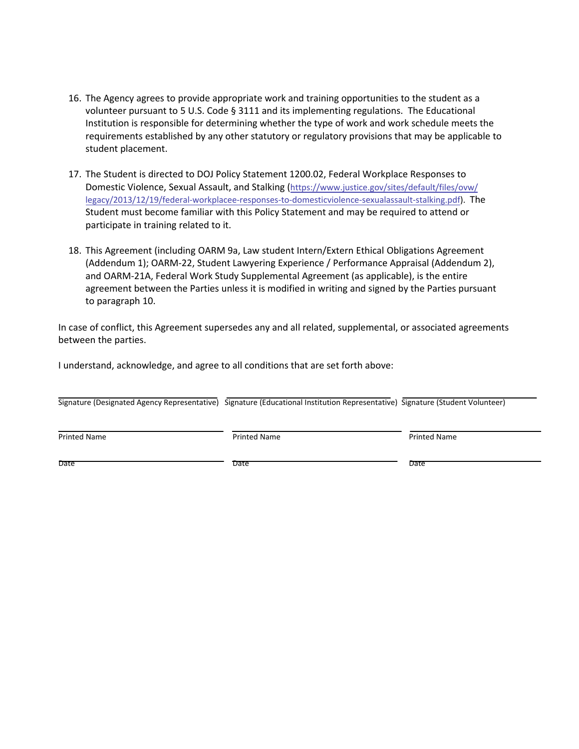16. The Agency agrees to provide appropriate work and training opportunities to the student as a volunteer pursuant to 5 U.S. Code § 3111 and its implementing regulations. The Educational Institution is responsible for determining whether the type of work and work schedule meets the requirements established by any other statutory or regulatory provisions that may be applicable to student placement.

17. The Student is directed to DOJ Policy Statement 1200.02, Federal Workplace Responses to Domestic Violence, Sexual Assault, and Stalking (https://www.justice.gov/sites/default/files/ovw/legacy/2013/12/19/federal-workplacee-responses-to-domesticviolence-sexualassault-stalking.pdf). The Student must become familiar with this Policy Statement and may be required to attend or participate in training related to it.

18. This Agreement (including OARM 9a, Law student Intern/Extern Ethical Obligations Agreement (Addendum 1); OARM-22, Student Lawyering Experience / Performance Appraisal (Addendum 2), and OARM-21A, Federal Work Study Supplemental Agreement (as applicable), is the entire agreement between the Parties unless it is modified in writing and signed by the Parties pursuant to paragraph 10.

In case of conflict, this Agreement supersedes any and all related, supplemental, or associated agreements between the parties.

I understand, acknowledge, and agree to all conditions that are set forth above:

| | | |
|---|---|---|
| Signature (Designated Agency Representative) | Signature (Educational Institution Representative) | Signature (Student Volunteer) |
| Printed Name | Printed Name | Printed Name |
| Date | Date | Date |